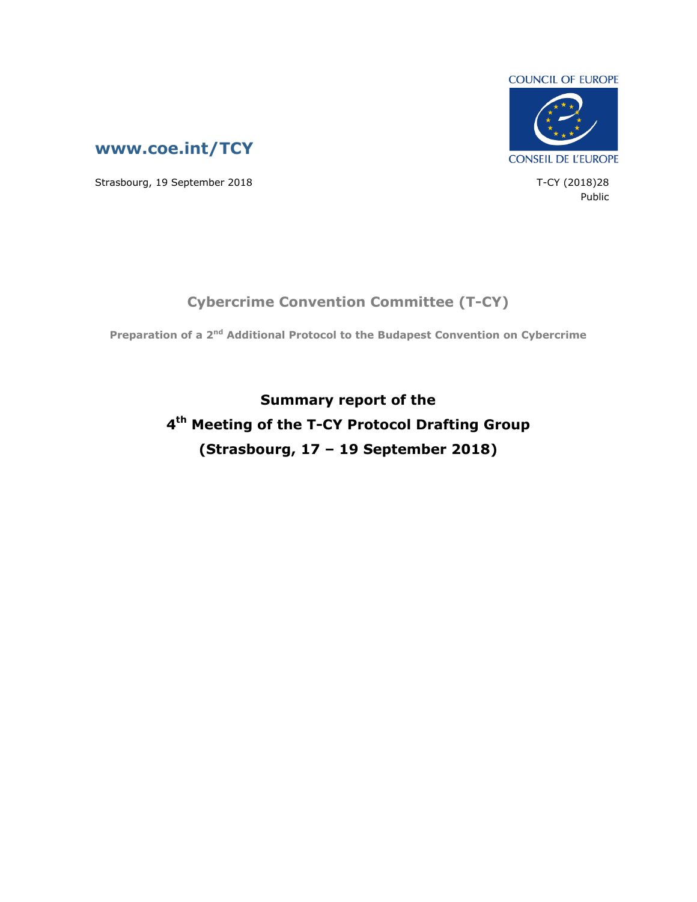COUNCIL OF EUROPE

CONSEIL DE L'EUROPE

**www.coe.int/TCY**

Strasbourg, 19 September 2018

T-CY (2018)28

Public

## Cybercrime Convention Committee (T-CY)

**Preparation of a 2nd Additional Protocol to the Budapest Convention on Cybercrime**

# Summary report of the 4th Meeting of the T-CY Protocol Drafting Group (Strasbourg, 17 – 19 September 2018)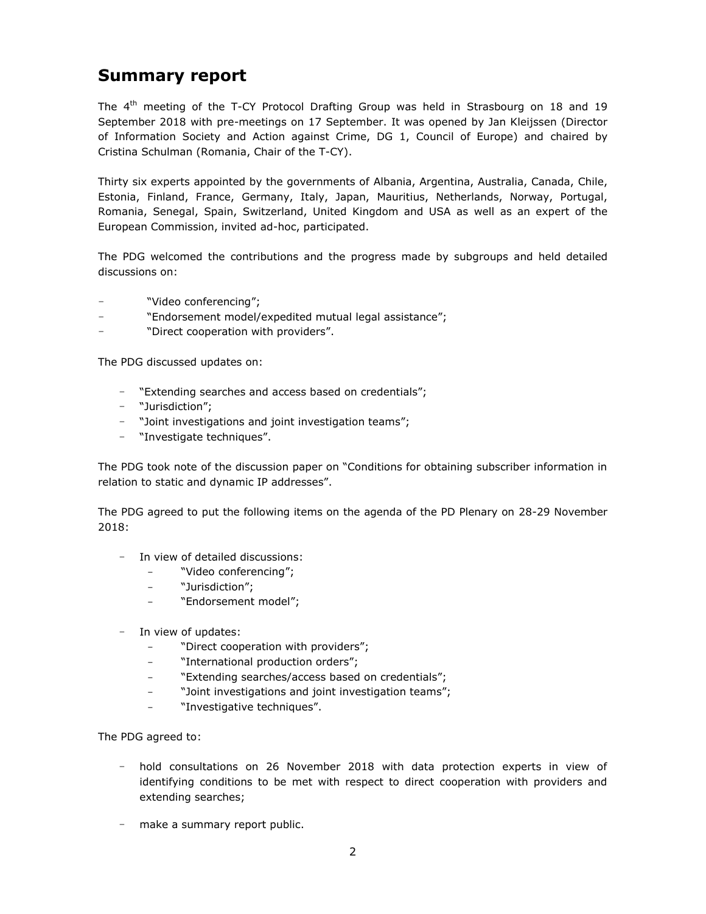# Summary report

The 4th meeting of the T-CY Protocol Drafting Group was held in Strasbourg on 18 and 19 September 2018 with pre-meetings on 17 September. It was opened by Jan Kleijssen (Director of Information Society and Action against Crime, DG 1, Council of Europe) and chaired by Cristina Schulman (Romania, Chair of the T-CY).

Thirty six experts appointed by the governments of Albania, Argentina, Australia, Canada, Chile, Estonia, Finland, France, Germany, Italy, Japan, Mauritius, Netherlands, Norway, Portugal, Romania, Senegal, Spain, Switzerland, United Kingdom and USA as well as an expert of the European Commission, invited ad-hoc, participated.

The PDG welcomed the contributions and the progress made by subgroups and held detailed discussions on:

- "Video conferencing";
- "Endorsement model/expedited mutual legal assistance";
- "Direct cooperation with providers".

The PDG discussed updates on:

- "Extending searches and access based on credentials";
- "Jurisdiction";
- "Joint investigations and joint investigation teams";
- "Investigate techniques".

The PDG took note of the discussion paper on "Conditions for obtaining subscriber information in relation to static and dynamic IP addresses".

The PDG agreed to put the following items on the agenda of the PD Plenary on 28-29 November 2018:

- In view of detailed discussions:
  - "Video conferencing";
  - "Jurisdiction";
  - "Endorsement model";
- In view of updates:
  - "Direct cooperation with providers";
  - "International production orders";
  - "Extending searches/access based on credentials";
  - "Joint investigations and joint investigation teams";
  - "Investigative techniques".

The PDG agreed to:

- hold consultations on 26 November 2018 with data protection experts in view of identifying conditions to be met with respect to direct cooperation with providers and extending searches;
- make a summary report public.